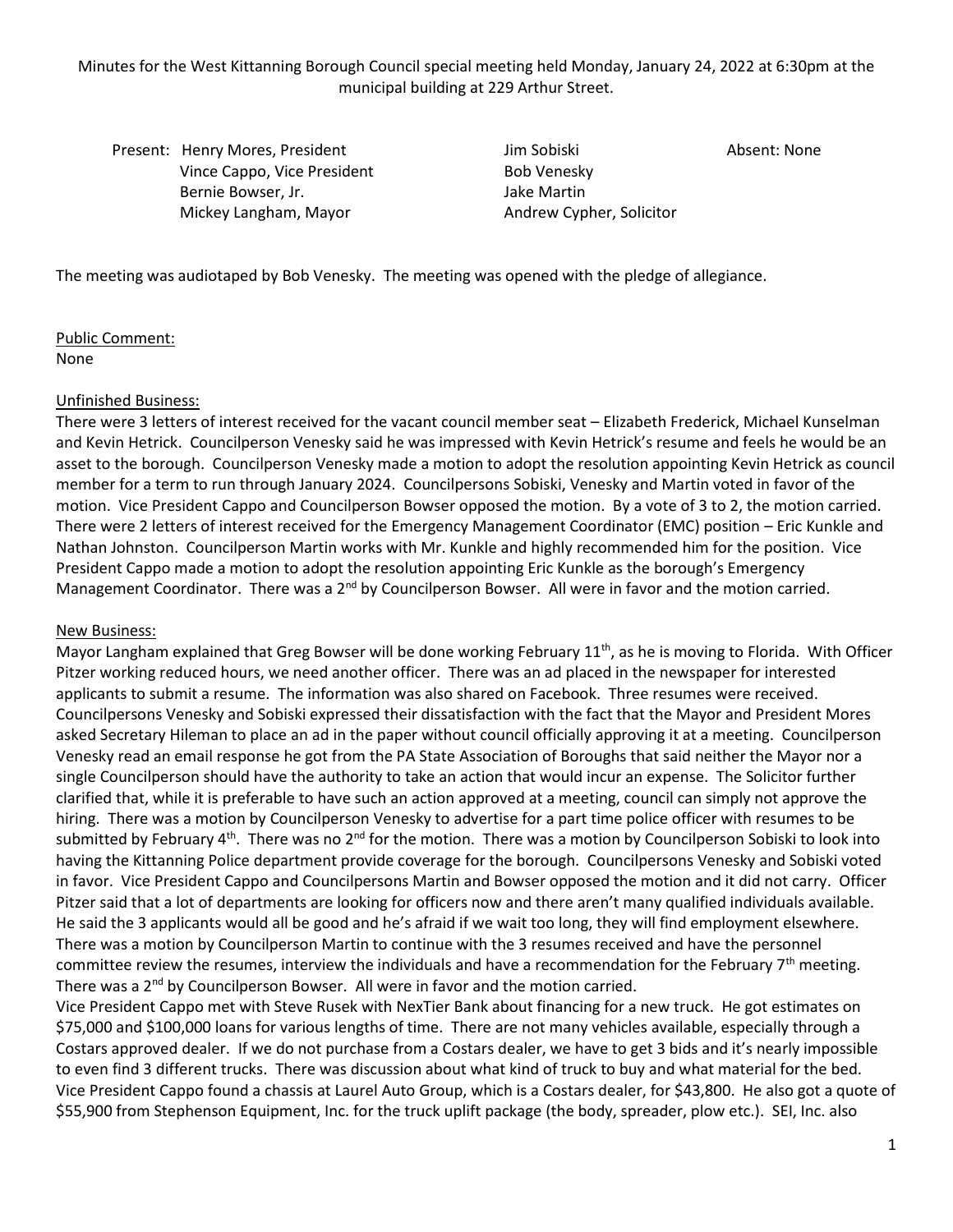Minutes for the West Kittanning Borough Council special meeting held Monday, January 24, 2022 at 6:30pm at the municipal building at 229 Arthur Street.

Present: Henry Mores, President
Vince Cappo, Vice President
Bernie Bowser, Jr.
Mickey Langham, Mayor
Jim Sobiski
Bob Venesky
Jake Martin
Andrew Cypher, Solicitor

Absent: None

The meeting was audiotaped by Bob Venesky. The meeting was opened with the pledge of allegiance.

Public Comment:
None

Unfinished Business:
There were 3 letters of interest received for the vacant council member seat – Elizabeth Frederick, Michael Kunselman and Kevin Hetrick. Councilperson Venesky said he was impressed with Kevin Hetrick's resume and feels he would be an asset to the borough. Councilperson Venesky made a motion to adopt the resolution appointing Kevin Hetrick as council member for a term to run through January 2024. Councilpersons Sobiski, Venesky and Martin voted in favor of the motion. Vice President Cappo and Councilperson Bowser opposed the motion. By a vote of 3 to 2, the motion carried.
There were 2 letters of interest received for the Emergency Management Coordinator (EMC) position – Eric Kunkle and Nathan Johnston. Councilperson Martin works with Mr. Kunkle and highly recommended him for the position. Vice President Cappo made a motion to adopt the resolution appointing Eric Kunkle as the borough's Emergency Management Coordinator. There was a 2nd by Councilperson Bowser. All were in favor and the motion carried.

New Business:
Mayor Langham explained that Greg Bowser will be done working February 11th, as he is moving to Florida. With Officer Pitzer working reduced hours, we need another officer. There was an ad placed in the newspaper for interested applicants to submit a resume. The information was also shared on Facebook. Three resumes were received. Councilpersons Venesky and Sobiski expressed their dissatisfaction with the fact that the Mayor and President Mores asked Secretary Hileman to place an ad in the paper without council officially approving it at a meeting. Councilperson Venesky read an email response he got from the PA State Association of Boroughs that said neither the Mayor nor a single Councilperson should have the authority to take an action that would incur an expense. The Solicitor further clarified that, while it is preferable to have such an action approved at a meeting, council can simply not approve the hiring. There was a motion by Councilperson Venesky to advertise for a part time police officer with resumes to be submitted by February 4th. There was no 2nd for the motion. There was a motion by Councilperson Sobiski to look into having the Kittanning Police department provide coverage for the borough. Councilpersons Venesky and Sobiski voted in favor. Vice President Cappo and Councilpersons Martin and Bowser opposed the motion and it did not carry. Officer Pitzer said that a lot of departments are looking for officers now and there aren't many qualified individuals available. He said the 3 applicants would all be good and he's afraid if we wait too long, they will find employment elsewhere. There was a motion by Councilperson Martin to continue with the 3 resumes received and have the personnel committee review the resumes, interview the individuals and have a recommendation for the February 7th meeting. There was a 2nd by Councilperson Bowser. All were in favor and the motion carried.
Vice President Cappo met with Steve Rusek with NexTier Bank about financing for a new truck. He got estimates on $75,000 and $100,000 loans for various lengths of time. There are not many vehicles available, especially through a Costars approved dealer. If we do not purchase from a Costars dealer, we have to get 3 bids and it's nearly impossible to even find 3 different trucks. There was discussion about what kind of truck to buy and what material for the bed. Vice President Cappo found a chassis at Laurel Auto Group, which is a Costars dealer, for $43,800. He also got a quote of $55,900 from Stephenson Equipment, Inc. for the truck uplift package (the body, spreader, plow etc.). SEI, Inc. also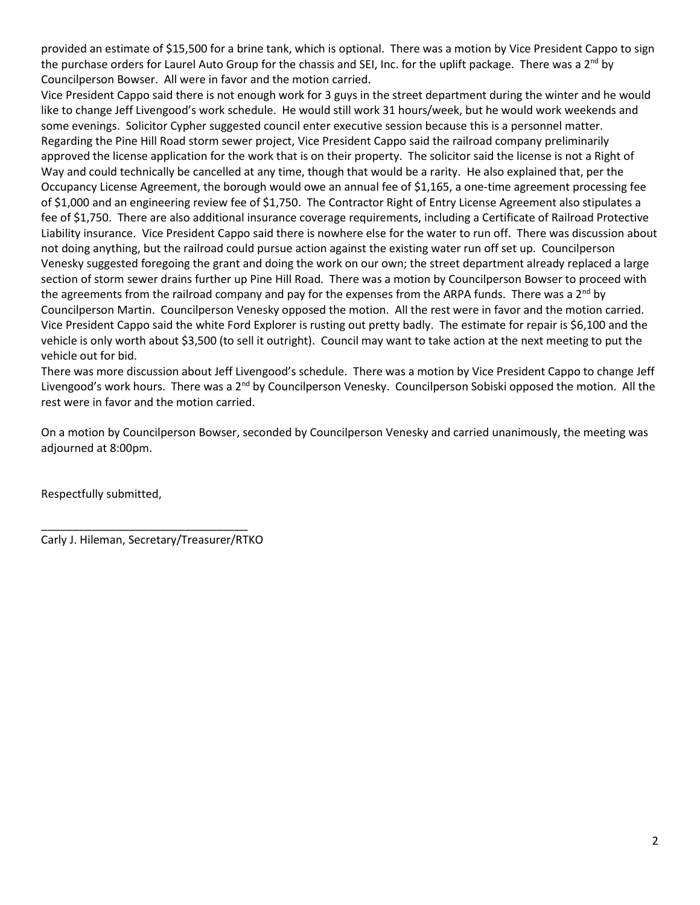provided an estimate of $15,500 for a brine tank, which is optional. There was a motion by Vice President Cappo to sign the purchase orders for Laurel Auto Group for the chassis and SEI, Inc. for the uplift package. There was a 2nd by Councilperson Bowser. All were in favor and the motion carried.

Vice President Cappo said there is not enough work for 3 guys in the street department during the winter and he would like to change Jeff Livengood's work schedule. He would still work 31 hours/week, but he would work weekends and some evenings. Solicitor Cypher suggested council enter executive session because this is a personnel matter.

Regarding the Pine Hill Road storm sewer project, Vice President Cappo said the railroad company preliminarily approved the license application for the work that is on their property. The solicitor said the license is not a Right of Way and could technically be cancelled at any time, though that would be a rarity. He also explained that, per the Occupancy License Agreement, the borough would owe an annual fee of $1,165, a one-time agreement processing fee of $1,000 and an engineering review fee of $1,750. The Contractor Right of Entry License Agreement also stipulates a fee of $1,750. There are also additional insurance coverage requirements, including a Certificate of Railroad Protective Liability insurance. Vice President Cappo said there is nowhere else for the water to run off. There was discussion about not doing anything, but the railroad could pursue action against the existing water run off set up. Councilperson Venesky suggested foregoing the grant and doing the work on our own; the street department already replaced a large section of storm sewer drains further up Pine Hill Road. There was a motion by Councilperson Bowser to proceed with the agreements from the railroad company and pay for the expenses from the ARPA funds. There was a 2nd by Councilperson Martin. Councilperson Venesky opposed the motion. All the rest were in favor and the motion carried.

Vice President Cappo said the white Ford Explorer is rusting out pretty badly. The estimate for repair is $6,100 and the vehicle is only worth about $3,500 (to sell it outright). Council may want to take action at the next meeting to put the vehicle out for bid.

There was more discussion about Jeff Livengood's schedule. There was a motion by Vice President Cappo to change Jeff Livengood's work hours. There was a 2nd by Councilperson Venesky. Councilperson Sobiski opposed the motion. All the rest were in favor and the motion carried.

On a motion by Councilperson Bowser, seconded by Councilperson Venesky and carried unanimously, the meeting was adjourned at 8:00pm.

Respectfully submitted,

_________________________________

Carly J. Hileman, Secretary/Treasurer/RTKO